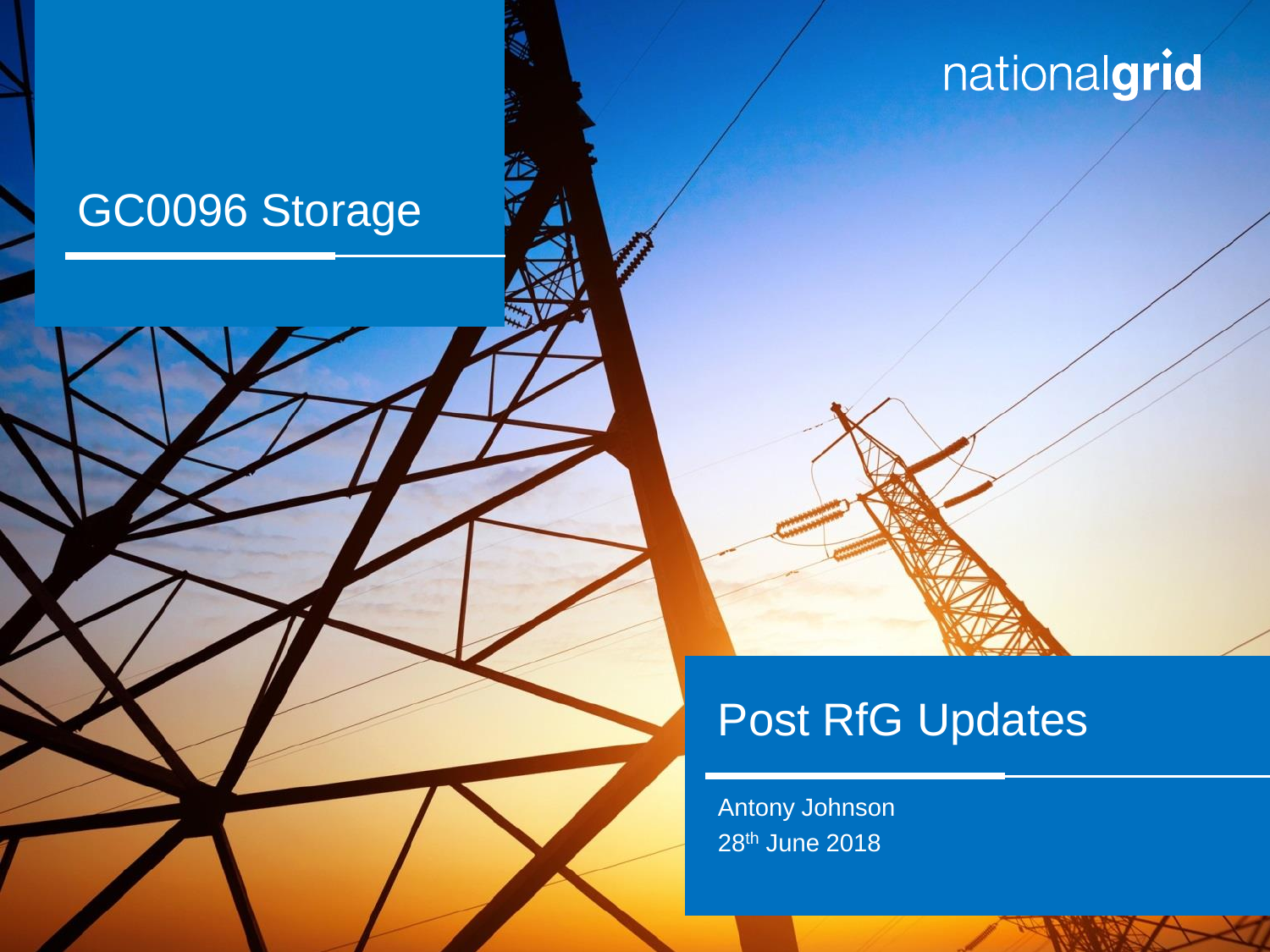nationalgrid

# GC0096 Storage

## Post RfG Updates

Antony Johnson

28th June 2018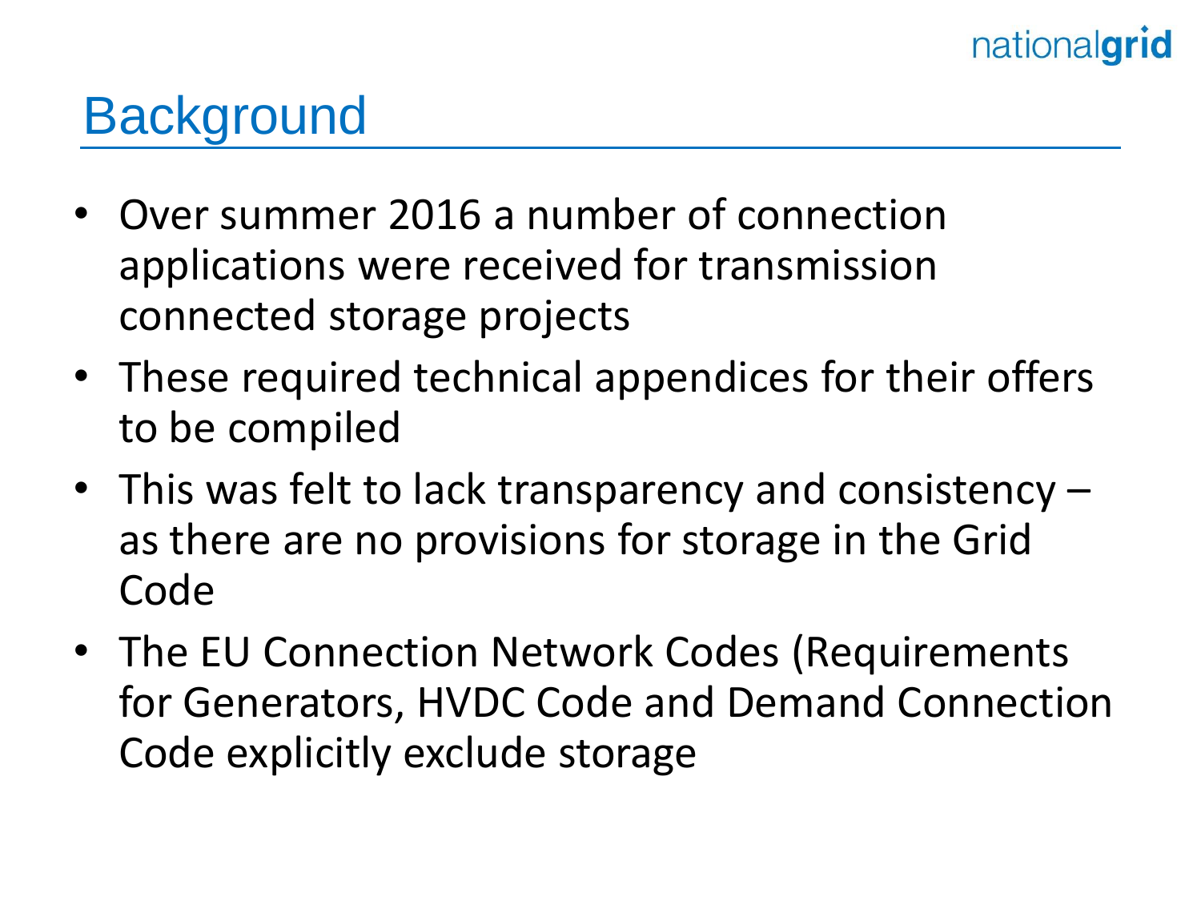# Background

- Over summer 2016 a number of connection applications were received for transmission connected storage projects
- These required technical appendices for their offers to be compiled
- This was felt to lack transparency and consistency – as there are no provisions for storage in the Grid Code
- The EU Connection Network Codes (Requirements for Generators, HVDC Code and Demand Connection Code explicitly exclude storage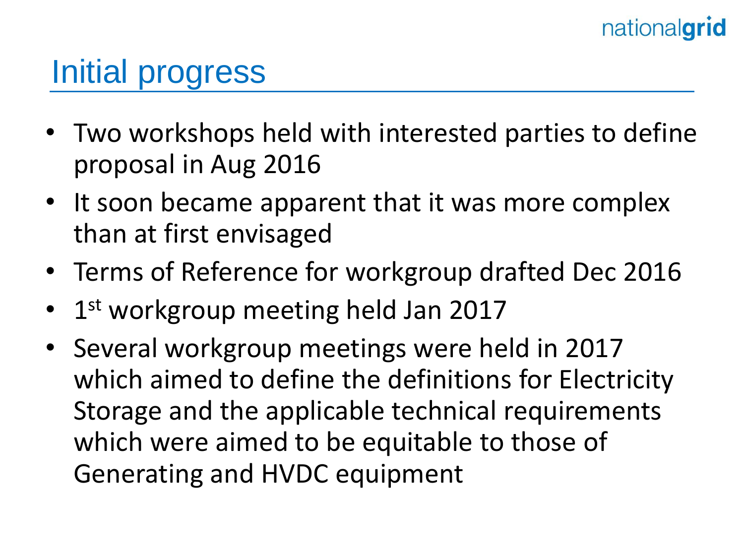# Initial progress

- Two workshops held with interested parties to define proposal in Aug 2016
- It soon became apparent that it was more complex than at first envisaged
- Terms of Reference for workgroup drafted Dec 2016
- 1st workgroup meeting held Jan 2017
- Several workgroup meetings were held in 2017 which aimed to define the definitions for Electricity Storage and the applicable technical requirements which were aimed to be equitable to those of Generating and HVDC equipment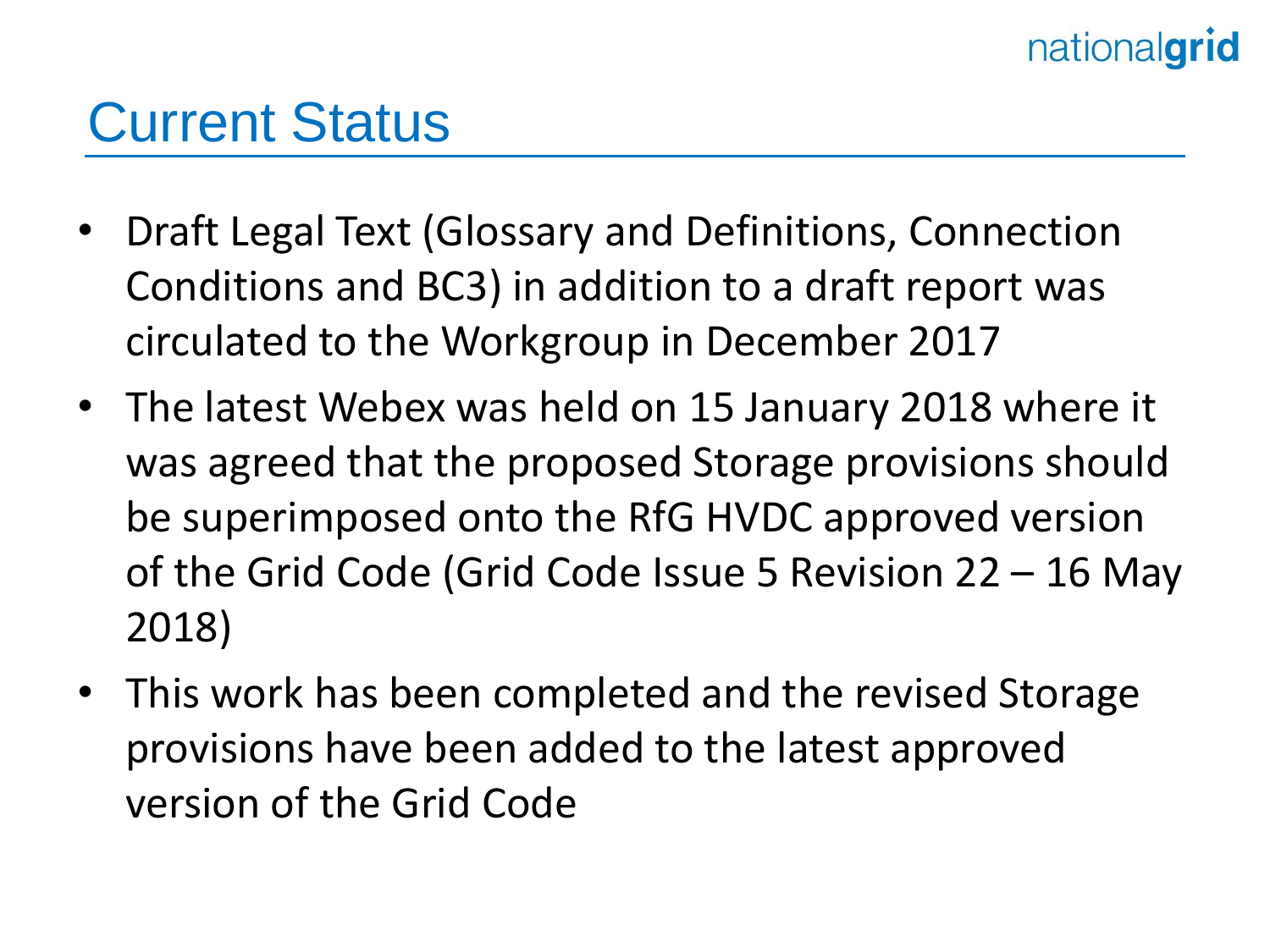# Current Status

- Draft Legal Text (Glossary and Definitions, Connection Conditions and BC3) in addition to a draft report was circulated to the Workgroup in December 2017
- The latest Webex was held on 15 January 2018 where it was agreed that the proposed Storage provisions should be superimposed onto the RfG HVDC approved version of the Grid Code (Grid Code Issue 5 Revision 22 – 16 May 2018)
- This work has been completed and the revised Storage provisions have been added to the latest approved version of the Grid Code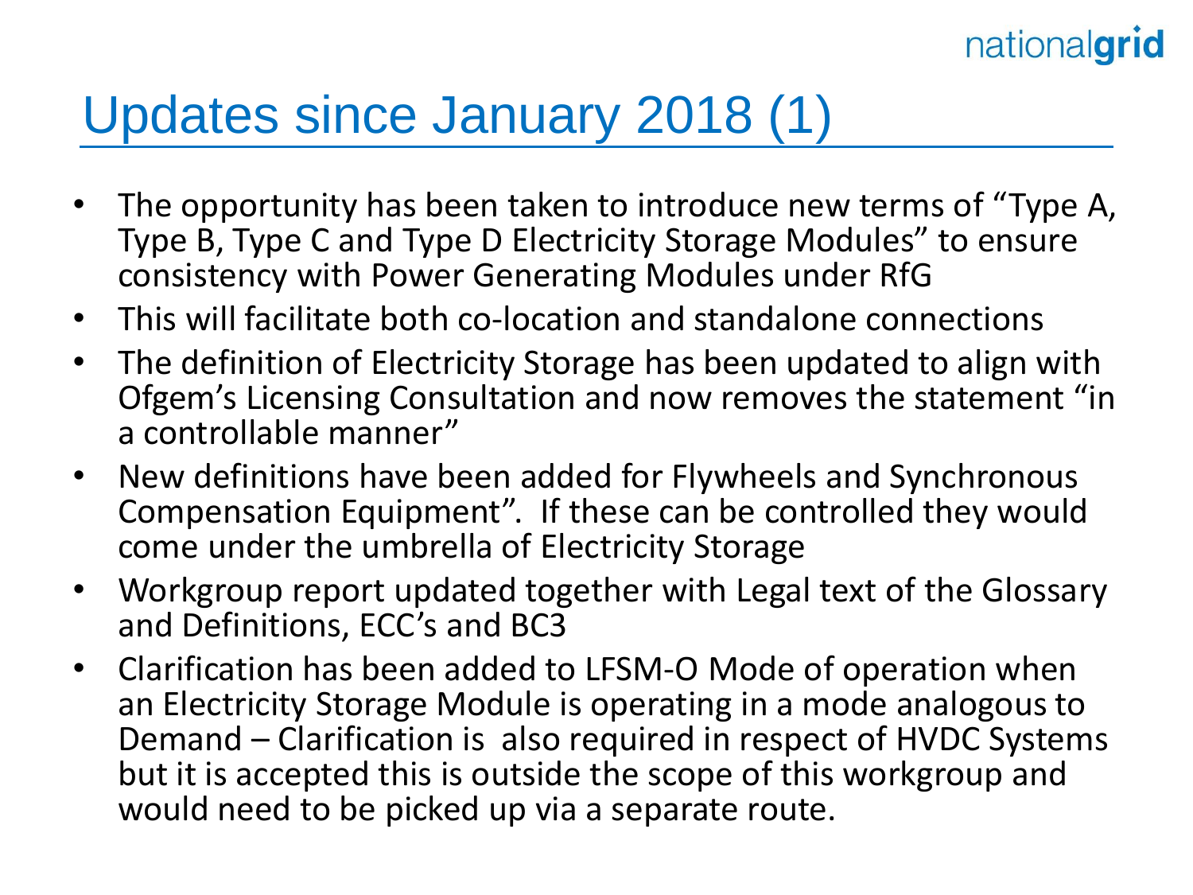# Updates since January 2018 (1)

- The opportunity has been taken to introduce new terms of "Type A, Type B, Type C and Type D Electricity Storage Modules" to ensure consistency with Power Generating Modules under RfG
- This will facilitate both co-location and standalone connections
- The definition of Electricity Storage has been updated to align with Ofgem's Licensing Consultation and now removes the statement "in a controllable manner"
- New definitions have been added for Flywheels and Synchronous Compensation Equipment". If these can be controlled they would come under the umbrella of Electricity Storage
- Workgroup report updated together with Legal text of the Glossary and Definitions, ECC's and BC3
- Clarification has been added to LFSM-O Mode of operation when an Electricity Storage Module is operating in a mode analogous to Demand – Clarification is also required in respect of HVDC Systems but it is accepted this is outside the scope of this workgroup and would need to be picked up via a separate route.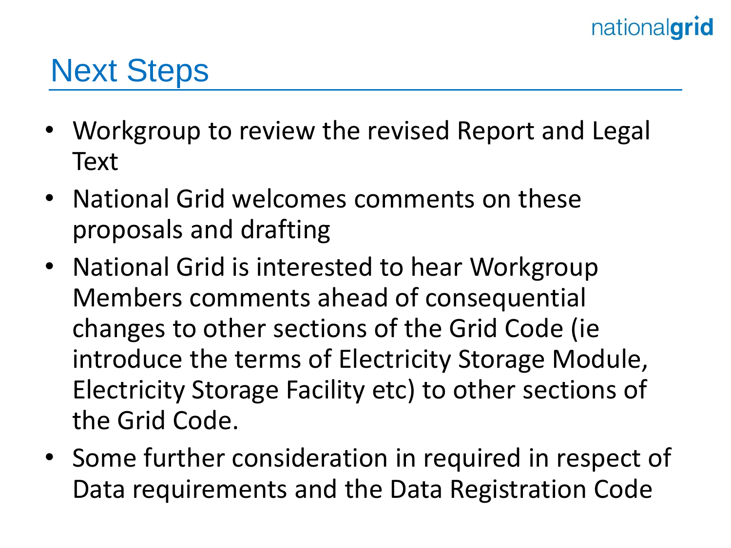# Next Steps

- Workgroup to review the revised Report and Legal Text
- National Grid welcomes comments on these proposals and drafting
- National Grid is interested to hear Workgroup Members comments ahead of consequential changes to other sections of the Grid Code (ie introduce the terms of Electricity Storage Module, Electricity Storage Facility etc) to other sections of the Grid Code.
- Some further consideration in required in respect of Data requirements and the Data Registration Code